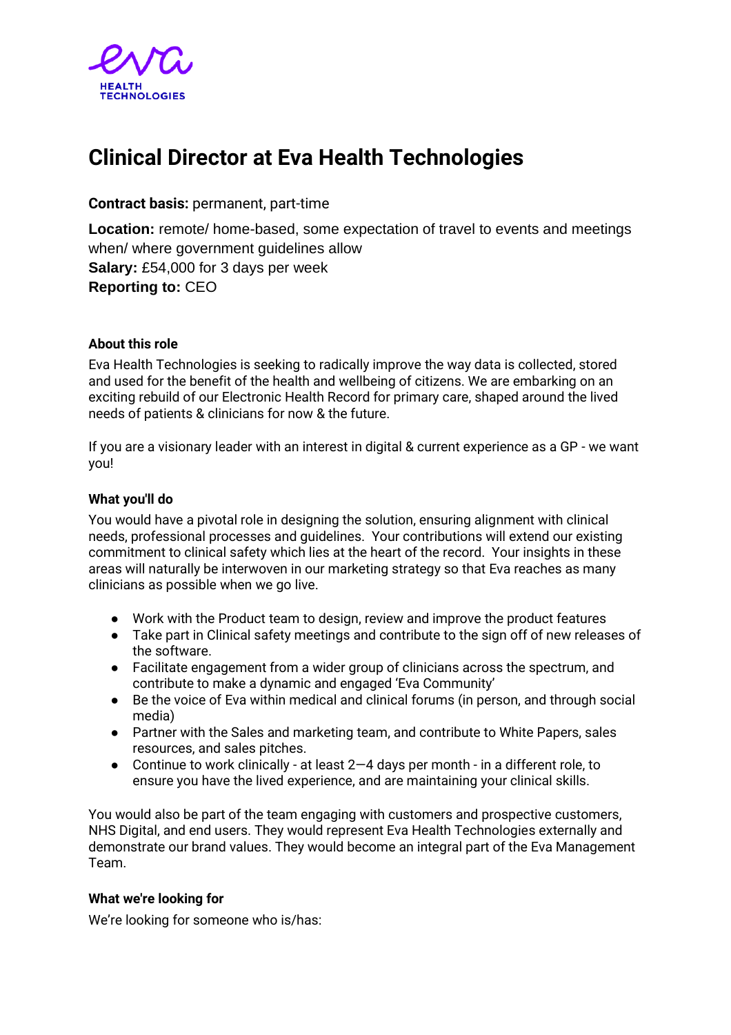eva

HEALTH
TECHNOLOGIES

# Clinical Director at Eva Health Technologies

**Contract basis:** permanent, part-time

**Location:** remote/ home-based, some expectation of travel to events and meetings when/ where government guidelines allow
**Salary:** £54,000 for 3 days per week
**Reporting to:** CEO

### About this role

Eva Health Technologies is seeking to radically improve the way data is collected, stored and used for the benefit of the health and wellbeing of citizens. We are embarking on an exciting rebuild of our Electronic Health Record for primary care, shaped around the lived needs of patients & clinicians for now & the future.

If you are a visionary leader with an interest in digital & current experience as a GP - we want you!

### What you'll do

You would have a pivotal role in designing the solution, ensuring alignment with clinical needs, professional processes and guidelines. Your contributions will extend our existing commitment to clinical safety which lies at the heart of the record. Your insights in these areas will naturally be interwoven in our marketing strategy so that Eva reaches as many clinicians as possible when we go live.

- Work with the Product team to design, review and improve the product features
- Take part in Clinical safety meetings and contribute to the sign off of new releases of the software.
- Facilitate engagement from a wider group of clinicians across the spectrum, and contribute to make a dynamic and engaged 'Eva Community'
- Be the voice of Eva within medical and clinical forums (in person, and through social media)
- Partner with the Sales and marketing team, and contribute to White Papers, sales resources, and sales pitches.
- Continue to work clinically - at least 2—4 days per month - in a different role, to ensure you have the lived experience, and are maintaining your clinical skills.

You would also be part of the team engaging with customers and prospective customers, NHS Digital, and end users. They would represent Eva Health Technologies externally and demonstrate our brand values. They would become an integral part of the Eva Management Team.

### What we're looking for

We're looking for someone who is/has: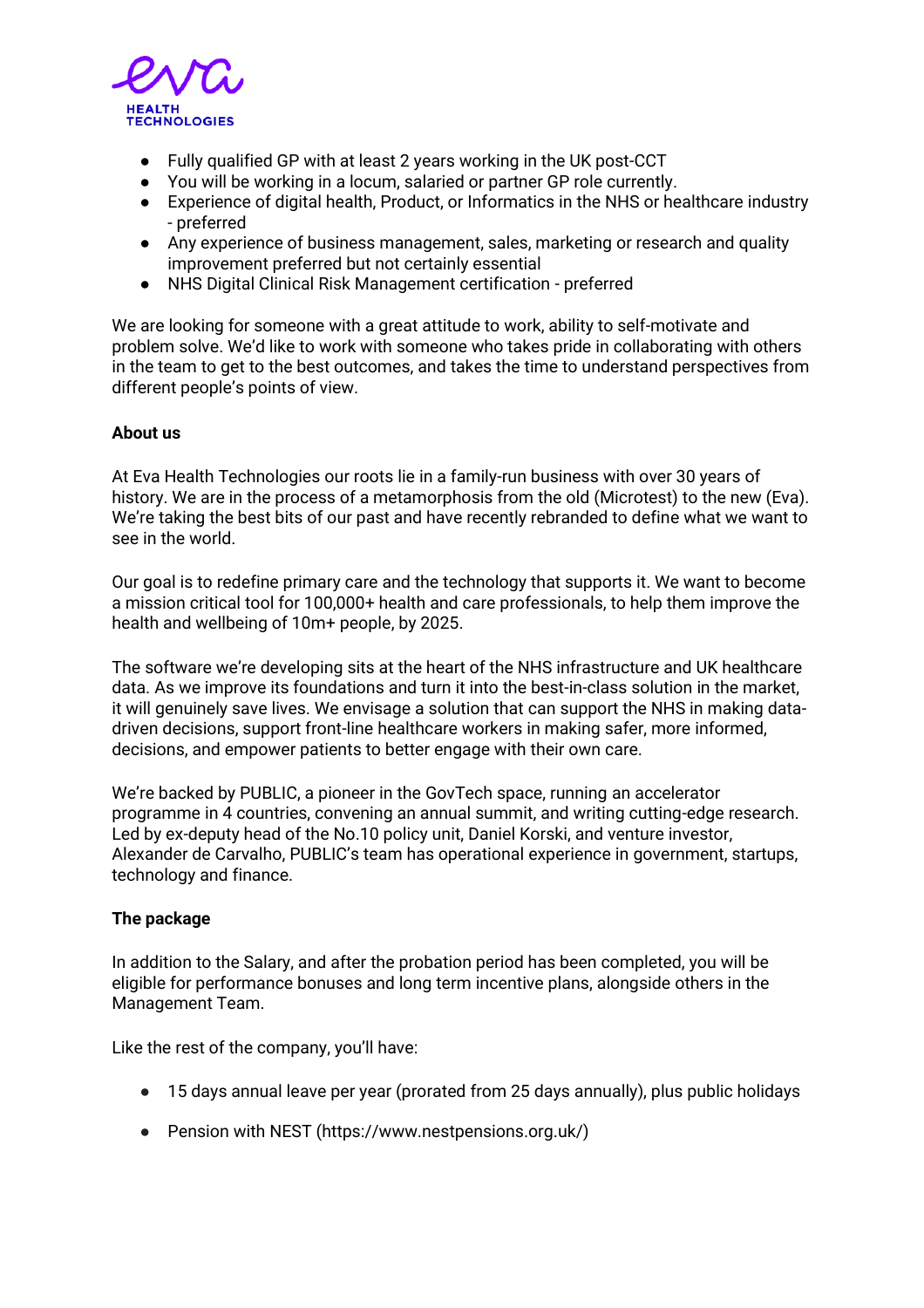- Fully qualified GP with at least 2 years working in the UK post-CCT
- You will be working in a locum, salaried or partner GP role currently.
- Experience of digital health, Product, or Informatics in the NHS or healthcare industry - preferred
- Any experience of business management, sales, marketing or research and quality improvement preferred but not certainly essential
- NHS Digital Clinical Risk Management certification - preferred

We are looking for someone with a great attitude to work, ability to self-motivate and problem solve. We'd like to work with someone who takes pride in collaborating with others in the team to get to the best outcomes, and takes the time to understand perspectives from different people's points of view.

**About us**

At Eva Health Technologies our roots lie in a family-run business with over 30 years of history. We are in the process of a metamorphosis from the old (Microtest) to the new (Eva). We're taking the best bits of our past and have recently rebranded to define what we want to see in the world.

Our goal is to redefine primary care and the technology that supports it. We want to become a mission critical tool for 100,000+ health and care professionals, to help them improve the health and wellbeing of 10m+ people, by 2025.

The software we're developing sits at the heart of the NHS infrastructure and UK healthcare data. As we improve its foundations and turn it into the best-in-class solution in the market, it will genuinely save lives. We envisage a solution that can support the NHS in making data-driven decisions, support front-line healthcare workers in making safer, more informed, decisions, and empower patients to better engage with their own care.

We're backed by PUBLIC, a pioneer in the GovTech space, running an accelerator programme in 4 countries, convening an annual summit, and writing cutting-edge research. Led by ex-deputy head of the No.10 policy unit, Daniel Korski, and venture investor, Alexander de Carvalho, PUBLIC's team has operational experience in government, startups, technology and finance.

**The package**

In addition to the Salary, and after the probation period has been completed, you will be eligible for performance bonuses and long term incentive plans, alongside others in the Management Team.

Like the rest of the company, you'll have:

- 15 days annual leave per year (prorated from 25 days annually), plus public holidays
- Pension with NEST (https://www.nestpensions.org.uk/)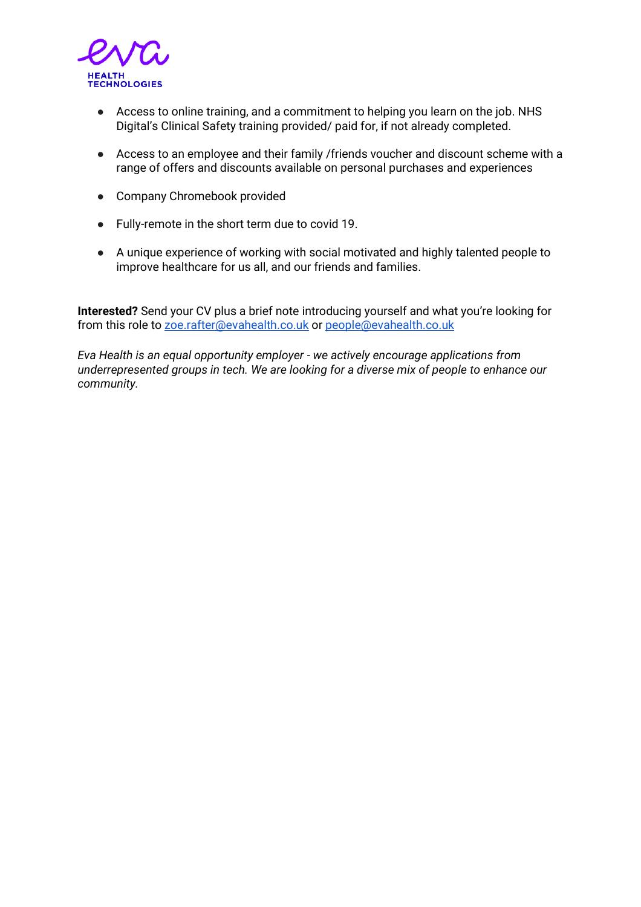- Access to online training, and a commitment to helping you learn on the job. NHS Digital's Clinical Safety training provided/ paid for, if not already completed.

- Access to an employee and their family /friends voucher and discount scheme with a range of offers and discounts available on personal purchases and experiences

- Company Chromebook provided

- Fully-remote in the short term due to covid 19.

- A unique experience of working with social motivated and highly talented people to improve healthcare for us all, and our friends and families.

**Interested?** Send your CV plus a brief note introducing yourself and what you're looking for from this role to zoe.rafter@evahealth.co.uk or people@evahealth.co.uk

*Eva Health is an equal opportunity employer - we actively encourage applications from underrepresented groups in tech. We are looking for a diverse mix of people to enhance our community.*